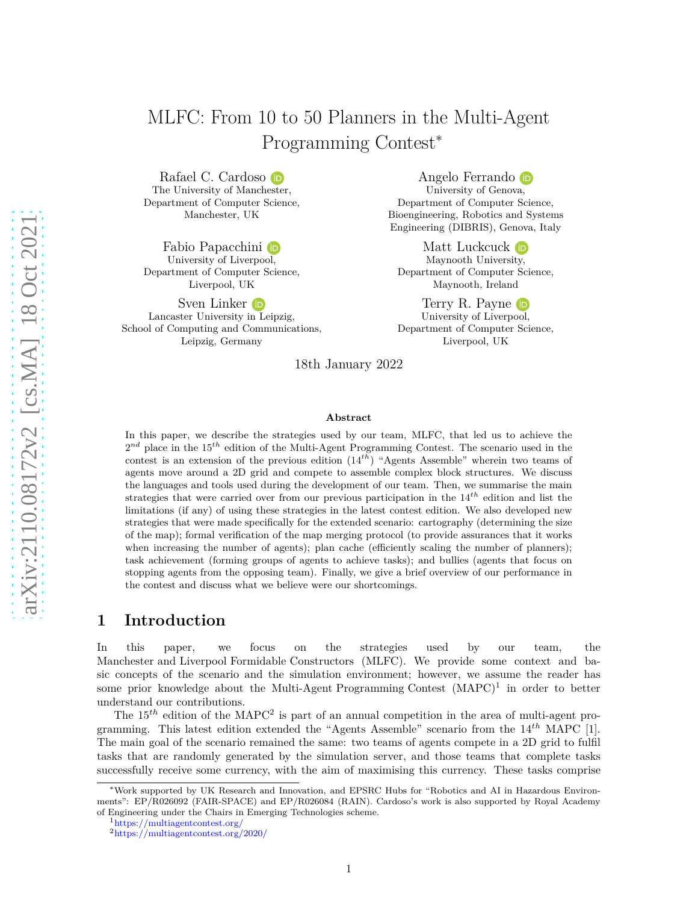# MLFC: From 10 to 50 Planners in the Multi-Agent Programming Contest*

Rafael C. Cardoso
The University of Manchester,
Department of Computer Science,
Manchester, UK

Angelo Ferrando
University of Genova,
Department of Computer Science,
Bioengineering, Robotics and Systems
Engineering (DIBRIS), Genova, Italy

Fabio Papacchini
University of Liverpool,
Department of Computer Science,
Liverpool, UK

Matt Luckcuck
Maynooth University,
Department of Computer Science,
Maynooth, Ireland

Sven Linker
Lancaster University in Leipzig,
School of Computing and Communications,
Leipzig, Germany

Terry R. Payne
University of Liverpool,
Department of Computer Science,
Liverpool, UK

18th January 2022

**Abstract**

In this paper, we describe the strategies used by our team, MLFC, that led us to achieve the $2^{nd}$ place in the $15^{th}$ edition of the Multi-Agent Programming Contest. The scenario used in the contest is an extension of the previous edition ($14^{th}$) "Agents Assemble" wherein two teams of agents move around a 2D grid and compete to assemble complex block structures. We discuss the languages and tools used during the development of our team. Then, we summarise the main strategies that were carried over from our previous participation in the $14^{th}$ edition and list the limitations (if any) of using these strategies in the latest contest edition. We also developed new strategies that were made specifically for the extended scenario: cartography (determining the size of the map); formal verification of the map merging protocol (to provide assurances that it works when increasing the number of agents); plan cache (efficiently scaling the number of planners); task achievement (forming groups of agents to achieve tasks); and bullies (agents that focus on stopping agents from the opposing team). Finally, we give a brief overview of our performance in the contest and discuss what we believe were our shortcomings.

## 1 Introduction

In this paper, we focus on the strategies used by our team, the Manchester and Liverpool Formidable Constructors (MLFC). We provide some context and basic concepts of the scenario and the simulation environment; however, we assume the reader has some prior knowledge about the Multi-Agent Programming Contest (MAPC)[1] in order to better understand our contributions.

The $15^{th}$ edition of the MAPC[2] is part of an annual competition in the area of multi-agent programming. This latest edition extended the "Agents Assemble" scenario from the $14^{th}$ MAPC [1]. The main goal of the scenario remained the same: two teams of agents compete in a 2D grid to fulfil tasks that are randomly generated by the simulation server, and those teams that complete tasks successfully receive some currency, with the aim of maximising this currency. These tasks comprise

---

*Work supported by UK Research and Innovation, and EPSRC Hubs for "Robotics and AI in Hazardous Environments": EP/R026092 (FAIR-SPACE) and EP/R026084 (RAIN). Cardoso's work is also supported by Royal Academy of Engineering under the Chairs in Emerging Technologies scheme.

[1] https://multiagentcontest.org/

[2] https://multiagentcontest.org/2020/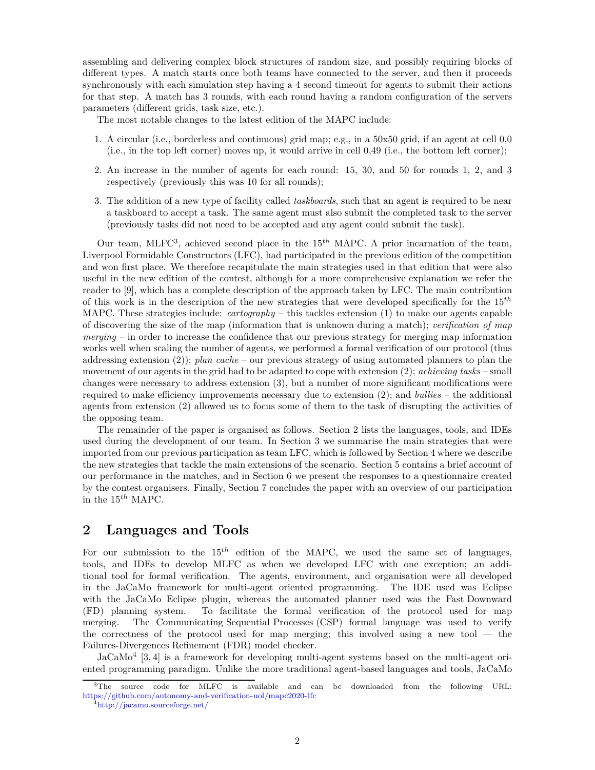assembling and delivering complex block structures of random size, and possibly requiring blocks of different types. A match starts once both teams have connected to the server, and then it proceeds synchronously with each simulation step having a 4 second timeout for agents to submit their actions for that step. A match has 3 rounds, with each round having a random configuration of the servers parameters (different grids, task size, etc.).

The most notable changes to the latest edition of the MAPC include:

1. A circular (i.e., borderless and continuous) grid map; e.g., in a 50x50 grid, if an agent at cell 0,0 (i.e., in the top left corner) moves up, it would arrive in cell 0,49 (i.e., the bottom left corner);
2. An increase in the number of agents for each round: 15, 30, and 50 for rounds 1, 2, and 3 respectively (previously this was 10 for all rounds);
3. The addition of a new type of facility called *taskboards*, such that an agent is required to be near a taskboard to accept a task. The same agent must also submit the completed task to the server (previously tasks did not need to be accepted and any agent could submit the task).

Our team, MLFC[3], achieved second place in the $15^{th}$ MAPC. A prior incarnation of the team, Liverpool Formidable Constructors (LFC), had participated in the previous edition of the competition and won first place. We therefore recapitulate the main strategies used in that edition that were also useful in the new edition of the contest, although for a more comprehensive explanation we refer the reader to [9], which has a complete description of the approach taken by LFC. The main contribution of this work is in the description of the new strategies that were developed specifically for the $15^{th}$ MAPC. These strategies include: *cartography* – this tackles extension (1) to make our agents capable of discovering the size of the map (information that is unknown during a match); *verification of map merging* – in order to increase the confidence that our previous strategy for merging map information works well when scaling the number of agents, we performed a formal verification of our protocol (thus addressing extension (2)); *plan cache* – our previous strategy of using automated planners to plan the movement of our agents in the grid had to be adapted to cope with extension (2); *achieving tasks* – small changes were necessary to address extension (3), but a number of more significant modifications were required to make efficiency improvements necessary due to extension (2); and *bullies* – the additional agents from extension (2) allowed us to focus some of them to the task of disrupting the activities of the opposing team.

The remainder of the paper is organised as follows. Section 2 lists the languages, tools, and IDEs used during the development of our team. In Section 3 we summarise the main strategies that were imported from our previous participation as team LFC, which is followed by Section 4 where we describe the new strategies that tackle the main extensions of the scenario. Section 5 contains a brief account of our performance in the matches, and in Section 6 we present the responses to a questionnaire created by the contest organisers. Finally, Section 7 concludes the paper with an overview of our participation in the $15^{th}$ MAPC.

## 2 Languages and Tools

For our submission to the $15^{th}$ edition of the MAPC, we used the same set of languages, tools, and IDEs to develop MLFC as when we developed LFC with one exception; an additional tool for formal verification. The agents, environment, and organisation were all developed in the JaCaMo framework for multi-agent oriented programming. The IDE used was Eclipse with the JaCaMo Eclipse plugin, whereas the automated planner used was the Fast Downward (FD) planning system. To facilitate the formal verification of the protocol used for map merging. The Communicating Sequential Processes (CSP) formal language was used to verify the correctness of the protocol used for map merging; this involved using a new tool — the Failures-Divergences Refinement (FDR) model checker.

JaCaMo[4] [3, 4] is a framework for developing multi-agent systems based on the multi-agent oriented programming paradigm. Unlike the more traditional agent-based languages and tools, JaCaMo

[3] The source code for MLFC is available and can be downloaded from the following URL: https://github.com/autonomy-and-verification-uol/mapc2020-lfc

[4] http://jacamo.sourceforge.net/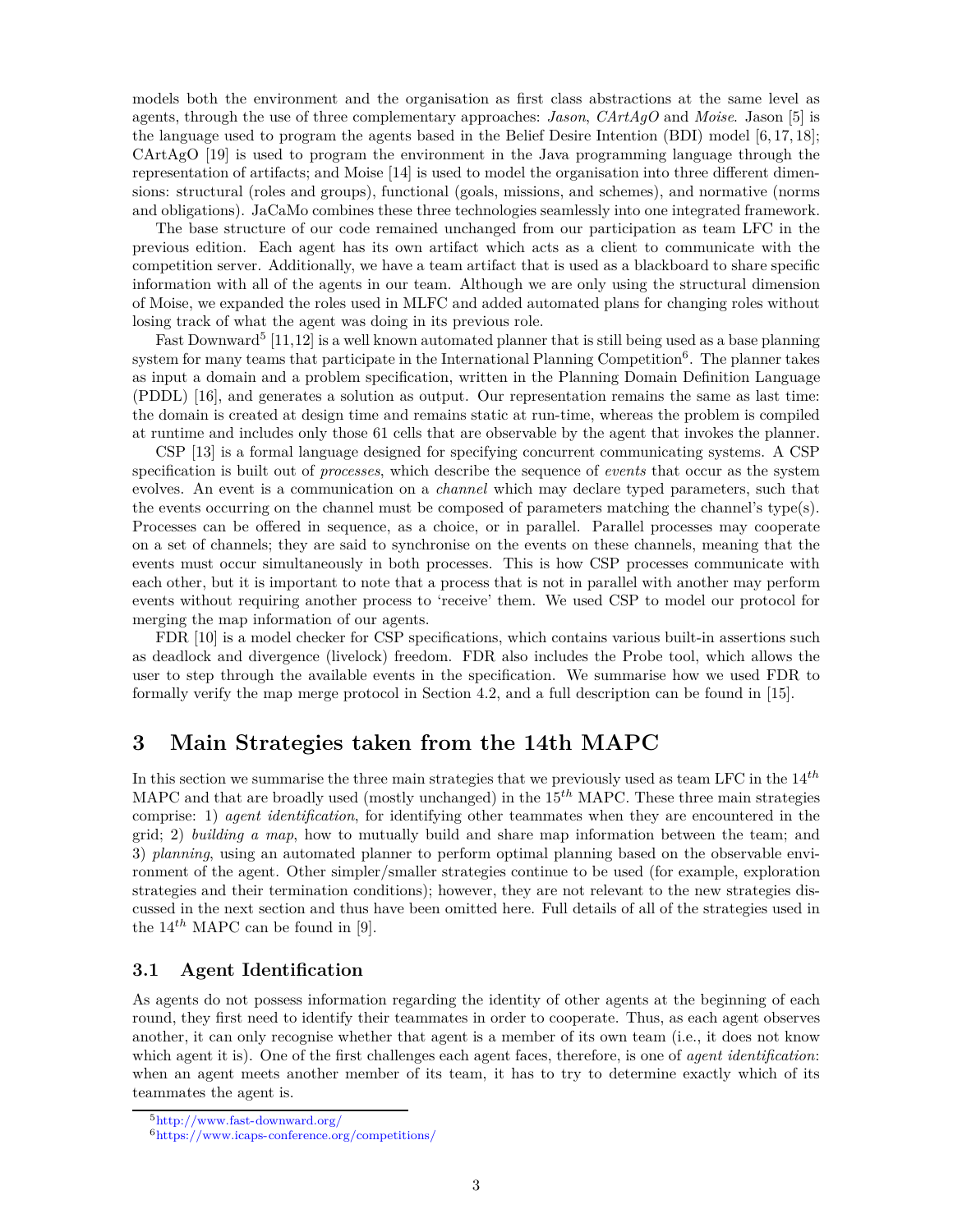models both the environment and the organisation as first class abstractions at the same level as agents, through the use of three complementary approaches: *Jason*, *CArtAgO* and *Moise*. Jason [5] is the language used to program the agents based in the Belief Desire Intention (BDI) model [6, 17, 18]; CArtAgO [19] is used to program the environment in the Java programming language through the representation of artifacts; and Moise [14] is used to model the organisation into three different dimensions: structural (roles and groups), functional (goals, missions, and schemes), and normative (norms and obligations). JaCaMo combines these three technologies seamlessly into one integrated framework.

The base structure of our code remained unchanged from our participation as team LFC in the previous edition. Each agent has its own artifact which acts as a client to communicate with the competition server. Additionally, we have a team artifact that is used as a blackboard to share specific information with all of the agents in our team. Although we are only using the structural dimension of Moise, we expanded the roles used in MLFC and added automated plans for changing roles without losing track of what the agent was doing in its previous role.

Fast Downward[5] [11,12] is a well known automated planner that is still being used as a base planning system for many teams that participate in the International Planning Competition[6]. The planner takes as input a domain and a problem specification, written in the Planning Domain Definition Language (PDDL) [16], and generates a solution as output. Our representation remains the same as last time: the domain is created at design time and remains static at run-time, whereas the problem is compiled at runtime and includes only those 61 cells that are observable by the agent that invokes the planner.

CSP [13] is a formal language designed for specifying concurrent communicating systems. A CSP specification is built out of *processes*, which describe the sequence of *events* that occur as the system evolves. An event is a communication on a *channel* which may declare typed parameters, such that the events occurring on the channel must be composed of parameters matching the channel's type(s). Processes can be offered in sequence, as a choice, or in parallel. Parallel processes may cooperate on a set of channels; they are said to synchronise on the events on these channels, meaning that the events must occur simultaneously in both processes. This is how CSP processes communicate with each other, but it is important to note that a process that is not in parallel with another may perform events without requiring another process to 'receive' them. We used CSP to model our protocol for merging the map information of our agents.

FDR [10] is a model checker for CSP specifications, which contains various built-in assertions such as deadlock and divergence (livelock) freedom. FDR also includes the Probe tool, which allows the user to step through the available events in the specification. We summarise how we used FDR to formally verify the map merge protocol in Section 4.2, and a full description can be found in [15].

# 3 Main Strategies taken from the 14th MAPC

In this section we summarise the three main strategies that we previously used as team LFC in the $14^{th}$ MAPC and that are broadly used (mostly unchanged) in the $15^{th}$ MAPC. These three main strategies comprise: 1) *agent identification*, for identifying other teammates when they are encountered in the grid; 2) *building a map*, how to mutually build and share map information between the team; and 3) *planning*, using an automated planner to perform optimal planning based on the observable environment of the agent. Other simpler/smaller strategies continue to be used (for example, exploration strategies and their termination conditions); however, they are not relevant to the new strategies discussed in the next section and thus have been omitted here. Full details of all of the strategies used in the $14^{th}$ MAPC can be found in [9].

## 3.1 Agent Identification

As agents do not possess information regarding the identity of other agents at the beginning of each round, they first need to identify their teammates in order to cooperate. Thus, as each agent observes another, it can only recognise whether that agent is a member of its own team (i.e., it does not know which agent it is). One of the first challenges each agent faces, therefore, is one of *agent identification*: when an agent meets another member of its team, it has to try to determine exactly which of its teammates the agent is.

[5] http://www.fast-downward.org/

[6] https://www.icaps-conference.org/competitions/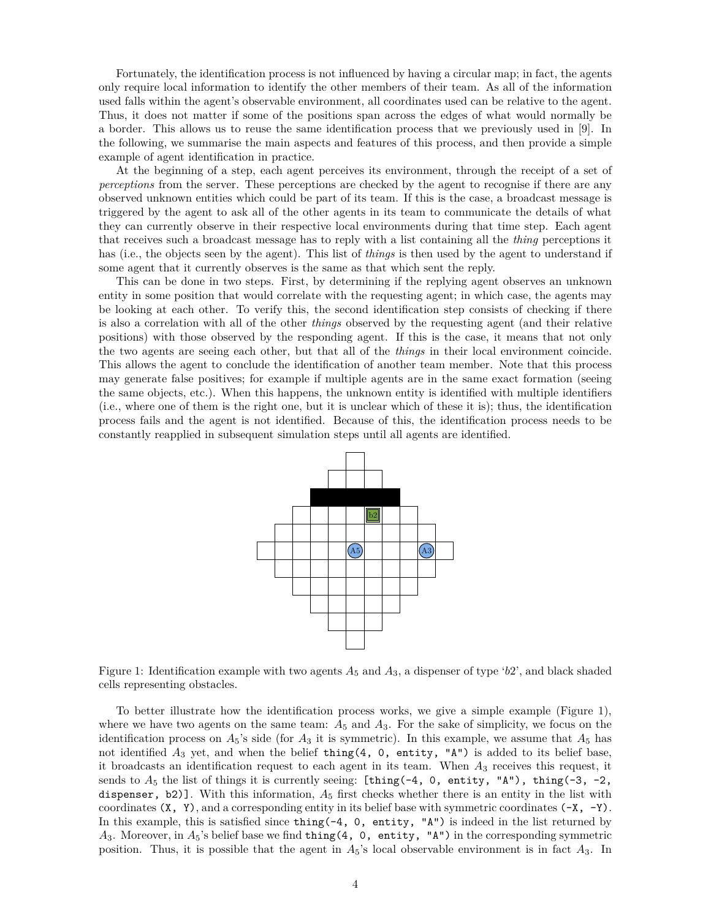Fortunately, the identification process is not influenced by having a circular map; in fact, the agents only require local information to identify the other members of their team. As all of the information used falls within the agent's observable environment, all coordinates used can be relative to the agent. Thus, it does not matter if some of the positions span across the edges of what would normally be a border. This allows us to reuse the same identification process that we previously used in [9]. In the following, we summarise the main aspects and features of this process, and then provide a simple example of agent identification in practice.

At the beginning of a step, each agent perceives its environment, through the receipt of a set of *perceptions* from the server. These perceptions are checked by the agent to recognise if there are any observed unknown entities which could be part of its team. If this is the case, a broadcast message is triggered by the agent to ask all of the other agents in its team to communicate the details of what they can currently observe in their respective local environments during that time step. Each agent that receives such a broadcast message has to reply with a list containing all the *thing* perceptions it has (i.e., the objects seen by the agent). This list of *things* is then used by the agent to understand if some agent that it currently observes is the same as that which sent the reply.

This can be done in two steps. First, by determining if the replying agent observes an unknown entity in some position that would correlate with the requesting agent; in which case, the agents may be looking at each other. To verify this, the second identification step consists of checking if there is also a correlation with all of the other *things* observed by the requesting agent (and their relative positions) with those observed by the responding agent. If this is the case, it means that not only the two agents are seeing each other, but that all of the *things* in their local environment coincide. This allows the agent to conclude the identification of another team member. Note that this process may generate false positives; for example if multiple agents are in the same exact formation (seeing the same objects, etc.). When this happens, the unknown entity is identified with multiple identifiers (i.e., where one of them is the right one, but it is unclear which of these it is); thus, the identification process fails and the agent is not identified. Because of this, the identification process needs to be constantly reapplied in subsequent simulation steps until all agents are identified.

Figure 1: Identification example with two agents $A_5$ and $A_3$, a dispenser of type '*b*2', and black shaded cells representing obstacles.

To better illustrate how the identification process works, we give a simple example (Figure 1), where we have two agents on the same team: $A_5$ and $A_3$. For the sake of simplicity, we focus on the identification process on $A_5$'s side (for $A_3$ it is symmetric). In this example, we assume that $A_5$ has not identified $A_3$ yet, and when the belief `thing(4, 0, entity, "A")` is added to its belief base, it broadcasts an identification request to each agent in its team. When $A_3$ receives this request, it sends to $A_5$ the list of things it is currently seeing: `[thing(-4, 0, entity, "A"), thing(-3, -2, dispenser, b2)]`. With this information, $A_5$ first checks whether there is an entity in the list with coordinates `(X, Y)`, and a corresponding entity in its belief base with symmetric coordinates `(-X, -Y)`. In this example, this is satisfied since `thing(-4, 0, entity, "A")` is indeed in the list returned by $A_3$. Moreover, in $A_5$'s belief base we find `thing(4, 0, entity, "A")` in the corresponding symmetric position. Thus, it is possible that the agent in $A_5$'s local observable environment is in fact $A_3$. In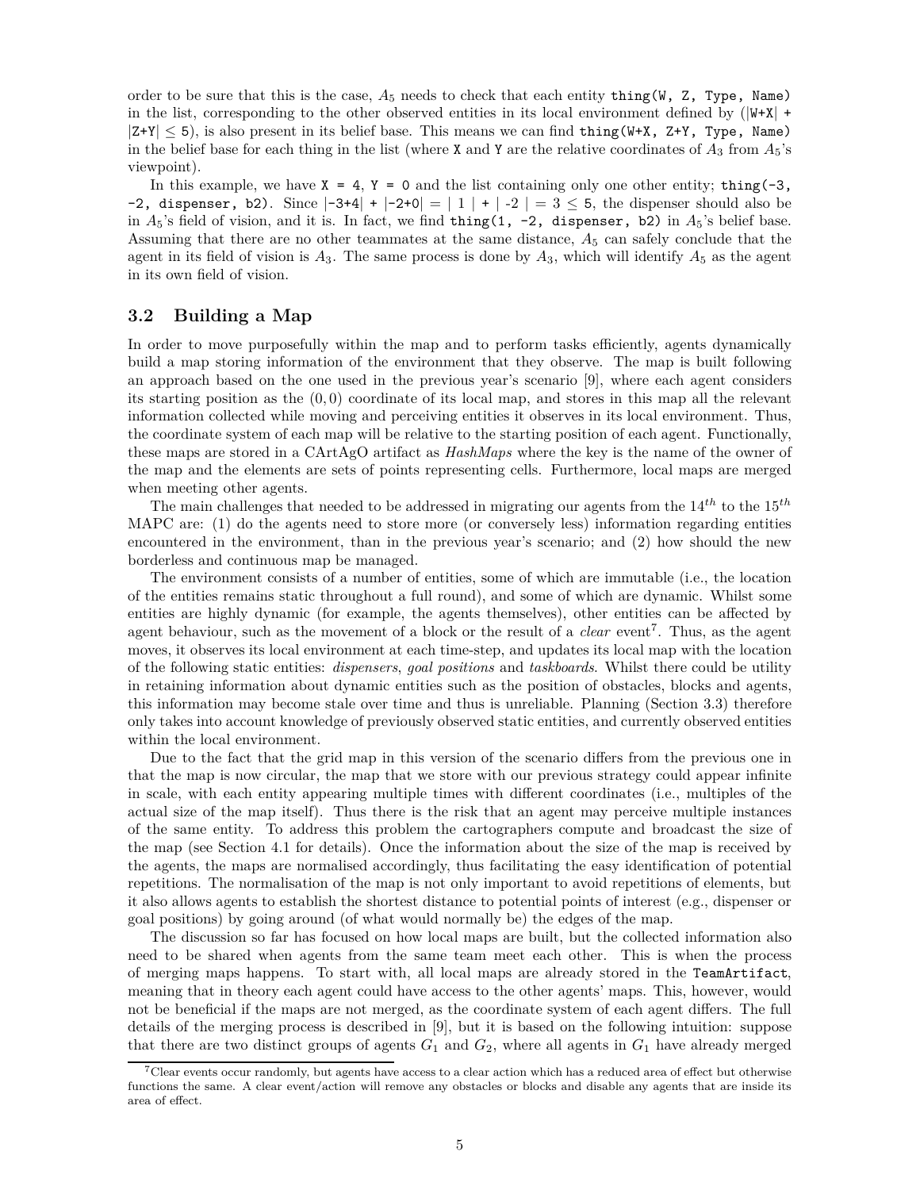order to be sure that this is the case, $A_5$ needs to check that each entity `thing(W, Z, Type, Name)` in the list, corresponding to the other observed entities in its local environment defined by (`|W+X| + |Z+Y| ≤ 5`), is also present in its belief base. This means we can find `thing(W+X, Z+Y, Type, Name)` in the belief base for each thing in the list (where `X` and `Y` are the relative coordinates of $A_3$ from $A_5$'s viewpoint).

In this example, we have `X = 4`, `Y = 0` and the list containing only one other entity; `thing(-3, -2, dispenser, b2)`. Since `|-3+4| + |-2+0| = | 1 | + | -2 | = 3 ≤ 5`, the dispenser should also be in $A_5$'s field of vision, and it is. In fact, we find `thing(1, -2, dispenser, b2)` in $A_5$'s belief base. Assuming that there are no other teammates at the same distance, $A_5$ can safely conclude that the agent in its field of vision is $A_3$. The same process is done by $A_3$, which will identify $A_5$ as the agent in its own field of vision.

### 3.2 Building a Map

In order to move purposefully within the map and to perform tasks efficiently, agents dynamically build a map storing information of the environment that they observe. The map is built following an approach based on the one used in the previous year's scenario [9], where each agent considers its starting position as the $(0, 0)$ coordinate of its local map, and stores in this map all the relevant information collected while moving and perceiving entities it observes in its local environment. Thus, the coordinate system of each map will be relative to the starting position of each agent. Functionally, these maps are stored in a CArtAgO artifact as *HashMaps* where the key is the name of the owner of the map and the elements are sets of points representing cells. Furthermore, local maps are merged when meeting other agents.

The main challenges that needed to be addressed in migrating our agents from the $14^{th}$ to the $15^{th}$ MAPC are: (1) do the agents need to store more (or conversely less) information regarding entities encountered in the environment, than in the previous year's scenario; and (2) how should the new borderless and continuous map be managed.

The environment consists of a number of entities, some of which are immutable (i.e., the location of the entities remains static throughout a full round), and some of which are dynamic. Whilst some entities are highly dynamic (for example, the agents themselves), other entities can be affected by agent behaviour, such as the movement of a block or the result of a *clear* event[7]. Thus, as the agent moves, it observes its local environment at each time-step, and updates its local map with the location of the following static entities: *dispensers*, *goal positions* and *taskboards*. Whilst there could be utility in retaining information about dynamic entities such as the position of obstacles, blocks and agents, this information may become stale over time and thus is unreliable. Planning (Section 3.3) therefore only takes into account knowledge of previously observed static entities, and currently observed entities within the local environment.

Due to the fact that the grid map in this version of the scenario differs from the previous one in that the map is now circular, the map that we store with our previous strategy could appear infinite in scale, with each entity appearing multiple times with different coordinates (i.e., multiples of the actual size of the map itself). Thus there is the risk that an agent may perceive multiple instances of the same entity. To address this problem the cartographers compute and broadcast the size of the map (see Section 4.1 for details). Once the information about the size of the map is received by the agents, the maps are normalised accordingly, thus facilitating the easy identification of potential repetitions. The normalisation of the map is not only important to avoid repetitions of elements, but it also allows agents to establish the shortest distance to potential points of interest (e.g., dispenser or goal positions) by going around (of what would normally be) the edges of the map.

The discussion so far has focused on how local maps are built, but the collected information also need to be shared when agents from the same team meet each other. This is when the process of merging maps happens. To start with, all local maps are already stored in the `TeamArtifact`, meaning that in theory each agent could have access to the other agents' maps. This, however, would not be beneficial if the maps are not merged, as the coordinate system of each agent differs. The full details of the merging process is described in [9], but it is based on the following intuition: suppose that there are two distinct groups of agents $G_1$ and $G_2$, where all agents in $G_1$ have already merged

[7] Clear events occur randomly, but agents have access to a clear action which has a reduced area of effect but otherwise functions the same. A clear event/action will remove any obstacles or blocks and disable any agents that are inside its area of effect.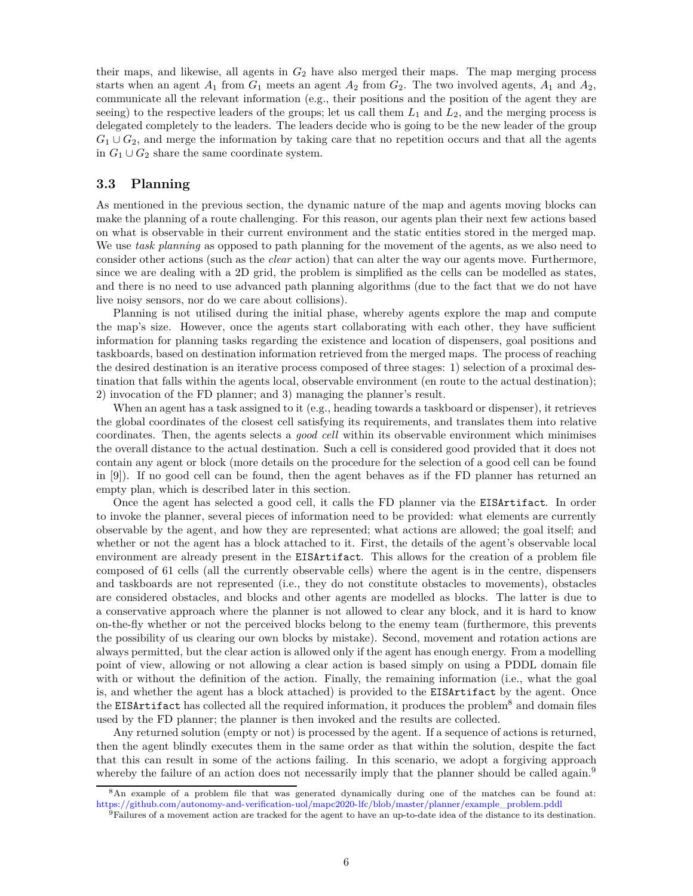their maps, and likewise, all agents in $G_2$ have also merged their maps. The map merging process starts when an agent $A_1$ from $G_1$ meets an agent $A_2$ from $G_2$. The two involved agents, $A_1$ and $A_2$, communicate all the relevant information (e.g., their positions and the position of the agent they are seeing) to the respective leaders of the groups; let us call them $L_1$ and $L_2$, and the merging process is delegated completely to the leaders. The leaders decide who is going to be the new leader of the group $G_1 \cup G_2$, and merge the information by taking care that no repetition occurs and that all the agents in $G_1 \cup G_2$ share the same coordinate system.

### 3.3 Planning

As mentioned in the previous section, the dynamic nature of the map and agents moving blocks can make the planning of a route challenging. For this reason, our agents plan their next few actions based on what is observable in their current environment and the static entities stored in the merged map. We use *task planning* as opposed to path planning for the movement of the agents, as we also need to consider other actions (such as the *clear* action) that can alter the way our agents move. Furthermore, since we are dealing with a 2D grid, the problem is simplified as the cells can be modelled as states, and there is no need to use advanced path planning algorithms (due to the fact that we do not have live noisy sensors, nor do we care about collisions).

Planning is not utilised during the initial phase, whereby agents explore the map and compute the map's size. However, once the agents start collaborating with each other, they have sufficient information for planning tasks regarding the existence and location of dispensers, goal positions and taskboards, based on destination information retrieved from the merged maps. The process of reaching the desired destination is an iterative process composed of three stages: 1) selection of a proximal destination that falls within the agents local, observable environment (en route to the actual destination); 2) invocation of the FD planner; and 3) managing the planner's result.

When an agent has a task assigned to it (e.g., heading towards a taskboard or dispenser), it retrieves the global coordinates of the closest cell satisfying its requirements, and translates them into relative coordinates. Then, the agents selects a *good cell* within its observable environment which minimises the overall distance to the actual destination. Such a cell is considered good provided that it does not contain any agent or block (more details on the procedure for the selection of a good cell can be found in [9]). If no good cell can be found, then the agent behaves as if the FD planner has returned an empty plan, which is described later in this section.

Once the agent has selected a good cell, it calls the FD planner via the `EISArtifact`. In order to invoke the planner, several pieces of information need to be provided: what elements are currently observable by the agent, and how they are represented; what actions are allowed; the goal itself; and whether or not the agent has a block attached to it. First, the details of the agent's observable local environment are already present in the `EISArtifact`. This allows for the creation of a problem file composed of 61 cells (all the currently observable cells) where the agent is in the centre, dispensers and taskboards are not represented (i.e., they do not constitute obstacles to movements), obstacles are considered obstacles, and blocks and other agents are modelled as blocks. The latter is due to a conservative approach where the planner is not allowed to clear any block, and it is hard to know on-the-fly whether or not the perceived blocks belong to the enemy team (furthermore, this prevents the possibility of us clearing our own blocks by mistake). Second, movement and rotation actions are always permitted, but the clear action is allowed only if the agent has enough energy. From a modelling point of view, allowing or not allowing a clear action is based simply on using a PDDL domain file with or without the definition of the action. Finally, the remaining information (i.e., what the goal is, and whether the agent has a block attached) is provided to the `EISArtifact` by the agent. Once the `EISArtifact` has collected all the required information, it produces the problem[8] and domain files used by the FD planner; the planner is then invoked and the results are collected.

Any returned solution (empty or not) is processed by the agent. If a sequence of actions is returned, then the agent blindly executes them in the same order as that within the solution, despite the fact that this can result in some of the actions failing. In this scenario, we adopt a forgiving approach whereby the failure of an action does not necessarily imply that the planner should be called again.[9]

---

[8] An example of a problem file that was generated dynamically during one of the matches can be found at: https://github.com/autonomy-and-verification-uol/mapc2020-lfc/blob/master/planner/example_problem.pddl

[9] Failures of a movement action are tracked for the agent to have an up-to-date idea of the distance to its destination.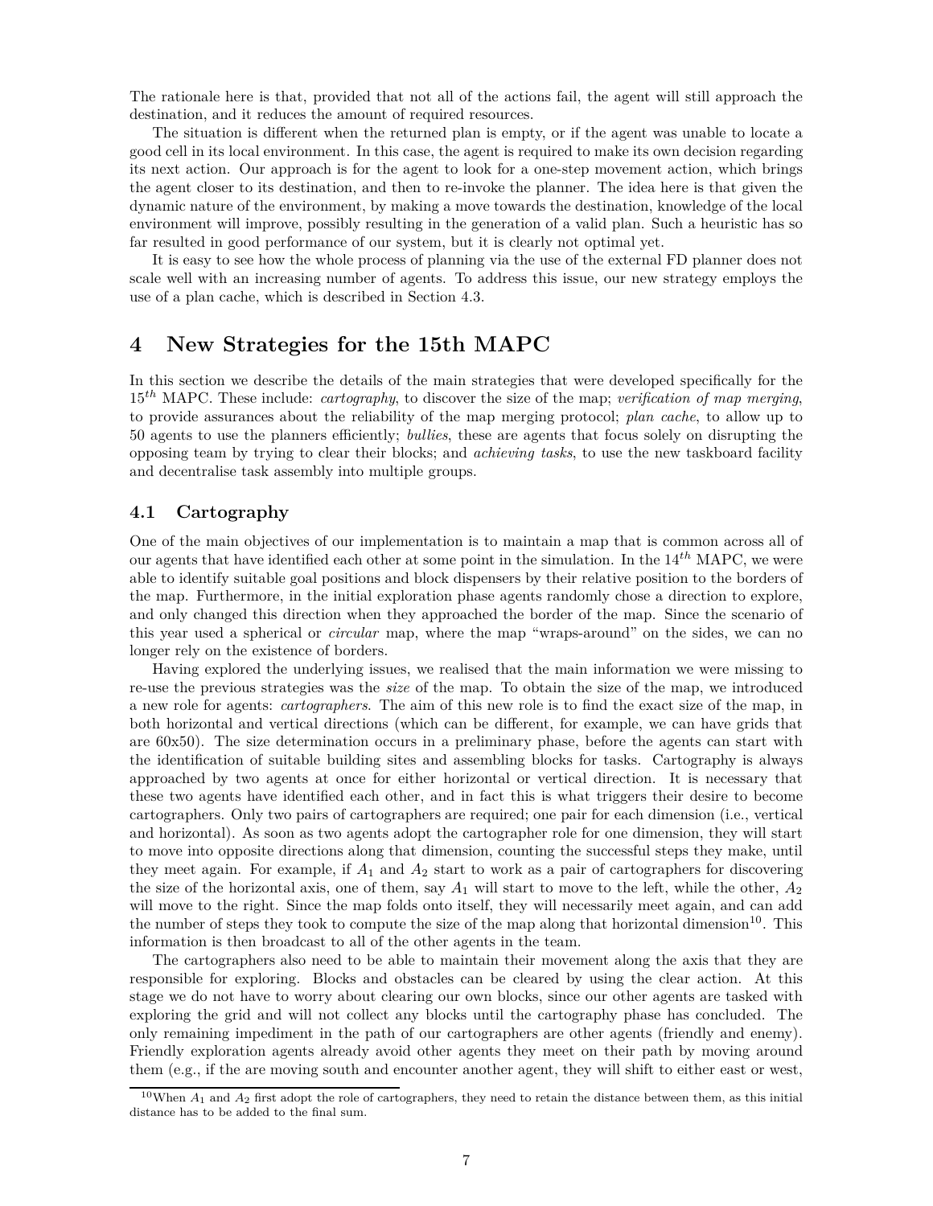The rationale here is that, provided that not all of the actions fail, the agent will still approach the destination, and it reduces the amount of required resources.

The situation is different when the returned plan is empty, or if the agent was unable to locate a good cell in its local environment. In this case, the agent is required to make its own decision regarding its next action. Our approach is for the agent to look for a one-step movement action, which brings the agent closer to its destination, and then to re-invoke the planner. The idea here is that given the dynamic nature of the environment, by making a move towards the destination, knowledge of the local environment will improve, possibly resulting in the generation of a valid plan. Such a heuristic has so far resulted in good performance of our system, but it is clearly not optimal yet.

It is easy to see how the whole process of planning via the use of the external FD planner does not scale well with an increasing number of agents. To address this issue, our new strategy employs the use of a plan cache, which is described in Section 4.3.

# 4 New Strategies for the 15th MAPC

In this section we describe the details of the main strategies that were developed specifically for the $15^{th}$ MAPC. These include: *cartography*, to discover the size of the map; *verification of map merging*, to provide assurances about the reliability of the map merging protocol; *plan cache*, to allow up to 50 agents to use the planners efficiently; *bullies*, these are agents that focus solely on disrupting the opposing team by trying to clear their blocks; and *achieving tasks*, to use the new taskboard facility and decentralise task assembly into multiple groups.

## 4.1 Cartography

One of the main objectives of our implementation is to maintain a map that is common across all of our agents that have identified each other at some point in the simulation. In the $14^{th}$ MAPC, we were able to identify suitable goal positions and block dispensers by their relative position to the borders of the map. Furthermore, in the initial exploration phase agents randomly chose a direction to explore, and only changed this direction when they approached the border of the map. Since the scenario of this year used a spherical or *circular* map, where the map "wraps-around" on the sides, we can no longer rely on the existence of borders.

Having explored the underlying issues, we realised that the main information we were missing to re-use the previous strategies was the *size* of the map. To obtain the size of the map, we introduced a new role for agents: *cartographers*. The aim of this new role is to find the exact size of the map, in both horizontal and vertical directions (which can be different, for example, we can have grids that are 60x50). The size determination occurs in a preliminary phase, before the agents can start with the identification of suitable building sites and assembling blocks for tasks. Cartography is always approached by two agents at once for either horizontal or vertical direction. It is necessary that these two agents have identified each other, and in fact this is what triggers their desire to become cartographers. Only two pairs of cartographers are required; one pair for each dimension (i.e., vertical and horizontal). As soon as two agents adopt the cartographer role for one dimension, they will start to move into opposite directions along that dimension, counting the successful steps they make, until they meet again. For example, if $A_1$ and $A_2$ start to work as a pair of cartographers for discovering the size of the horizontal axis, one of them, say $A_1$ will start to move to the left, while the other, $A_2$ will move to the right. Since the map folds onto itself, they will necessarily meet again, and can add the number of steps they took to compute the size of the map along that horizontal dimension[10]. This information is then broadcast to all of the other agents in the team.

The cartographers also need to be able to maintain their movement along the axis that they are responsible for exploring. Blocks and obstacles can be cleared by using the clear action. At this stage we do not have to worry about clearing our own blocks, since our other agents are tasked with exploring the grid and will not collect any blocks until the cartography phase has concluded. The only remaining impediment in the path of our cartographers are other agents (friendly and enemy). Friendly exploration agents already avoid other agents they meet on their path by moving around them (e.g., if the are moving south and encounter another agent, they will shift to either east or west,

[10] When $A_1$ and $A_2$ first adopt the role of cartographers, they need to retain the distance between them, as this initial distance has to be added to the final sum.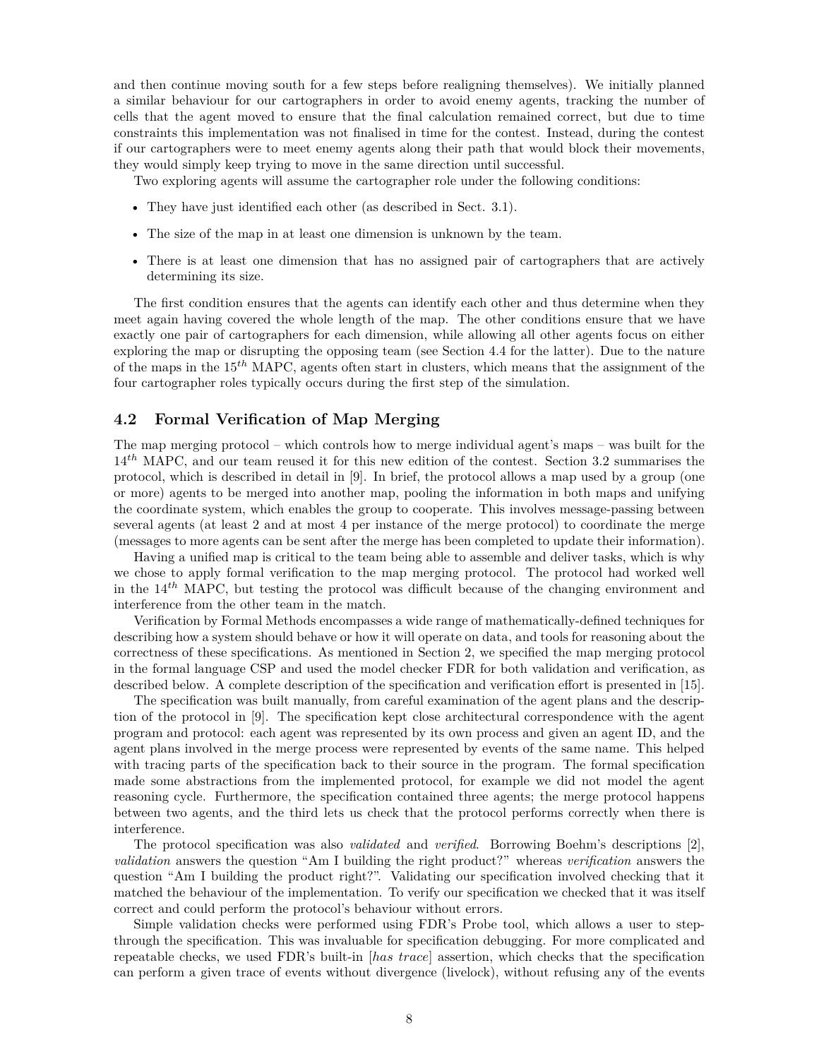and then continue moving south for a few steps before realigning themselves). We initially planned a similar behaviour for our cartographers in order to avoid enemy agents, tracking the number of cells that the agent moved to ensure that the final calculation remained correct, but due to time constraints this implementation was not finalised in time for the contest. Instead, during the contest if our cartographers were to meet enemy agents along their path that would block their movements, they would simply keep trying to move in the same direction until successful.

Two exploring agents will assume the cartographer role under the following conditions:

- They have just identified each other (as described in Sect. 3.1).
- The size of the map in at least one dimension is unknown by the team.
- There is at least one dimension that has no assigned pair of cartographers that are actively determining its size.

The first condition ensures that the agents can identify each other and thus determine when they meet again having covered the whole length of the map. The other conditions ensure that we have exactly one pair of cartographers for each dimension, while allowing all other agents focus on either exploring the map or disrupting the opposing team (see Section 4.4 for the latter). Due to the nature of the maps in the $15^{th}$ MAPC, agents often start in clusters, which means that the assignment of the four cartographer roles typically occurs during the first step of the simulation.

## 4.2 Formal Verification of Map Merging

The map merging protocol – which controls how to merge individual agent's maps – was built for the $14^{th}$ MAPC, and our team reused it for this new edition of the contest. Section 3.2 summarises the protocol, which is described in detail in [9]. In brief, the protocol allows a map used by a group (one or more) agents to be merged into another map, pooling the information in both maps and unifying the coordinate system, which enables the group to cooperate. This involves message-passing between several agents (at least 2 and at most 4 per instance of the merge protocol) to coordinate the merge (messages to more agents can be sent after the merge has been completed to update their information).

Having a unified map is critical to the team being able to assemble and deliver tasks, which is why we chose to apply formal verification to the map merging protocol. The protocol had worked well in the $14^{th}$ MAPC, but testing the protocol was difficult because of the changing environment and interference from the other team in the match.

Verification by Formal Methods encompasses a wide range of mathematically-defined techniques for describing how a system should behave or how it will operate on data, and tools for reasoning about the correctness of these specifications. As mentioned in Section 2, we specified the map merging protocol in the formal language CSP and used the model checker FDR for both validation and verification, as described below. A complete description of the specification and verification effort is presented in [15].

The specification was built manually, from careful examination of the agent plans and the description of the protocol in [9]. The specification kept close architectural correspondence with the agent program and protocol: each agent was represented by its own process and given an agent ID, and the agent plans involved in the merge process were represented by events of the same name. This helped with tracing parts of the specification back to their source in the program. The formal specification made some abstractions from the implemented protocol, for example we did not model the agent reasoning cycle. Furthermore, the specification contained three agents; the merge protocol happens between two agents, and the third lets us check that the protocol performs correctly when there is interference.

The protocol specification was also *validated* and *verified*. Borrowing Boehm's descriptions [2], *validation* answers the question "Am I building the right product?" whereas *verification* answers the question "Am I building the product right?". Validating our specification involved checking that it matched the behaviour of the implementation. To verify our specification we checked that it was itself correct and could perform the protocol's behaviour without errors.

Simple validation checks were performed using FDR's Probe tool, which allows a user to step-through the specification. This was invaluable for specification debugging. For more complicated and repeatable checks, we used FDR's built-in [*has trace*] assertion, which checks that the specification can perform a given trace of events without divergence (livelock), without refusing any of the events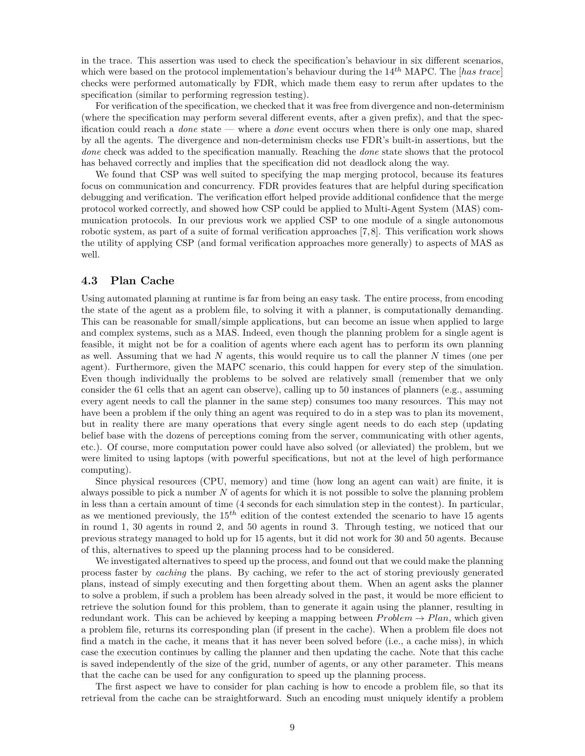in the trace. This assertion was used to check the specification's behaviour in six different scenarios, which were based on the protocol implementation's behaviour during the $14^{th}$ MAPC. The [*has trace*] checks were performed automatically by FDR, which made them easy to rerun after updates to the specification (similar to performing regression testing).

For verification of the specification, we checked that it was free from divergence and non-determinism (where the specification may perform several different events, after a given prefix), and that the specification could reach a *done* state — where a *done* event occurs when there is only one map, shared by all the agents. The divergence and non-determinism checks use FDR's built-in assertions, but the *done* check was added to the specification manually. Reaching the *done* state shows that the protocol has behaved correctly and implies that the specification did not deadlock along the way.

We found that CSP was well suited to specifying the map merging protocol, because its features focus on communication and concurrency. FDR provides features that are helpful during specification debugging and verification. The verification effort helped provide additional confidence that the merge protocol worked correctly, and showed how CSP could be applied to Multi-Agent System (MAS) communication protocols. In our previous work we applied CSP to one module of a single autonomous robotic system, as part of a suite of formal verification approaches [7,8]. This verification work shows the utility of applying CSP (and formal verification approaches more generally) to aspects of MAS as well.

### 4.3 Plan Cache

Using automated planning at runtime is far from being an easy task. The entire process, from encoding the state of the agent as a problem file, to solving it with a planner, is computationally demanding. This can be reasonable for small/simple applications, but can become an issue when applied to large and complex systems, such as a MAS. Indeed, even though the planning problem for a single agent is feasible, it might not be for a coalition of agents where each agent has to perform its own planning as well. Assuming that we had $N$ agents, this would require us to call the planner $N$ times (one per agent). Furthermore, given the MAPC scenario, this could happen for every step of the simulation. Even though individually the problems to be solved are relatively small (remember that we only consider the 61 cells that an agent can observe), calling up to 50 instances of planners (e.g., assuming every agent needs to call the planner in the same step) consumes too many resources. This may not have been a problem if the only thing an agent was required to do in a step was to plan its movement, but in reality there are many operations that every single agent needs to do each step (updating belief base with the dozens of perceptions coming from the server, communicating with other agents, etc.). Of course, more computation power could have also solved (or alleviated) the problem, but we were limited to using laptops (with powerful specifications, but not at the level of high performance computing).

Since physical resources (CPU, memory) and time (how long an agent can wait) are finite, it is always possible to pick a number $N$ of agents for which it is not possible to solve the planning problem in less than a certain amount of time (4 seconds for each simulation step in the contest). In particular, as we mentioned previously, the $15^{th}$ edition of the contest extended the scenario to have 15 agents in round 1, 30 agents in round 2, and 50 agents in round 3. Through testing, we noticed that our previous strategy managed to hold up for 15 agents, but it did not work for 30 and 50 agents. Because of this, alternatives to speed up the planning process had to be considered.

We investigated alternatives to speed up the process, and found out that we could make the planning process faster by *caching* the plans. By caching, we refer to the act of storing previously generated plans, instead of simply executing and then forgetting about them. When an agent asks the planner to solve a problem, if such a problem has been already solved in the past, it would be more efficient to retrieve the solution found for this problem, than to generate it again using the planner, resulting in redundant work. This can be achieved by keeping a mapping between $Problem \rightarrow Plan$, which given a problem file, returns its corresponding plan (if present in the cache). When a problem file does not find a match in the cache, it means that it has never been solved before (i.e., a cache miss), in which case the execution continues by calling the planner and then updating the cache. Note that this cache is saved independently of the size of the grid, number of agents, or any other parameter. This means that the cache can be used for any configuration to speed up the planning process.

The first aspect we have to consider for plan caching is how to encode a problem file, so that its retrieval from the cache can be straightforward. Such an encoding must uniquely identify a problem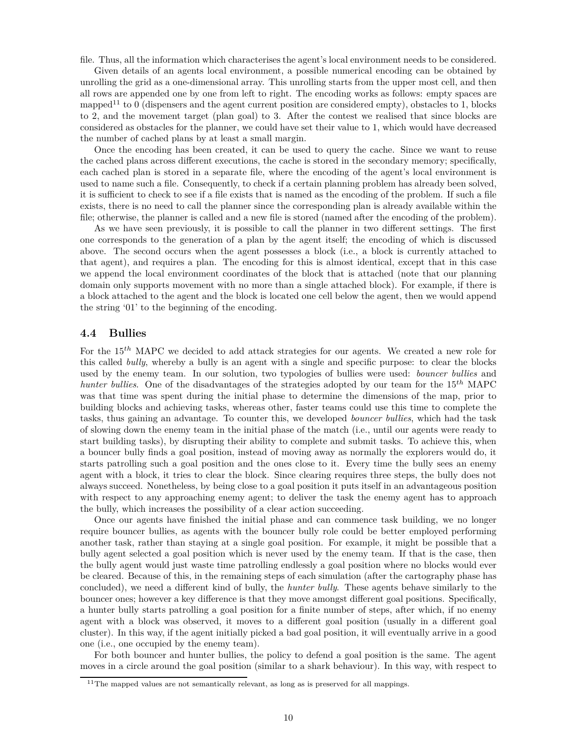file. Thus, all the information which characterises the agent's local environment needs to be considered.

Given details of an agents local environment, a possible numerical encoding can be obtained by unrolling the grid as a one-dimensional array. This unrolling starts from the upper most cell, and then all rows are appended one by one from left to right. The encoding works as follows: empty spaces are mapped[11] to 0 (dispensers and the agent current position are considered empty), obstacles to 1, blocks to 2, and the movement target (plan goal) to 3. After the contest we realised that since blocks are considered as obstacles for the planner, we could have set their value to 1, which would have decreased the number of cached plans by at least a small margin.

Once the encoding has been created, it can be used to query the cache. Since we want to reuse the cached plans across different executions, the cache is stored in the secondary memory; specifically, each cached plan is stored in a separate file, where the encoding of the agent's local environment is used to name such a file. Consequently, to check if a certain planning problem has already been solved, it is sufficient to check to see if a file exists that is named as the encoding of the problem. If such a file exists, there is no need to call the planner since the corresponding plan is already available within the file; otherwise, the planner is called and a new file is stored (named after the encoding of the problem).

As we have seen previously, it is possible to call the planner in two different settings. The first one corresponds to the generation of a plan by the agent itself; the encoding of which is discussed above. The second occurs when the agent possesses a block (i.e., a block is currently attached to that agent), and requires a plan. The encoding for this is almost identical, except that in this case we append the local environment coordinates of the block that is attached (note that our planning domain only supports movement with no more than a single attached block). For example, if there is a block attached to the agent and the block is located one cell below the agent, then we would append the string '01' to the beginning of the encoding.

## 4.4 Bullies

For the $15^{th}$ MAPC we decided to add attack strategies for our agents. We created a new role for this called *bully*, whereby a bully is an agent with a single and specific purpose: to clear the blocks used by the enemy team. In our solution, two typologies of bullies were used: *bouncer bullies* and *hunter bullies*. One of the disadvantages of the strategies adopted by our team for the $15^{th}$ MAPC was that time was spent during the initial phase to determine the dimensions of the map, prior to building blocks and achieving tasks, whereas other, faster teams could use this time to complete the tasks, thus gaining an advantage. To counter this, we developed *bouncer bullies*, which had the task of slowing down the enemy team in the initial phase of the match (i.e., until our agents were ready to start building tasks), by disrupting their ability to complete and submit tasks. To achieve this, when a bouncer bully finds a goal position, instead of moving away as normally the explorers would do, it starts patrolling such a goal position and the ones close to it. Every time the bully sees an enemy agent with a block, it tries to clear the block. Since clearing requires three steps, the bully does not always succeed. Nonetheless, by being close to a goal position it puts itself in an advantageous position with respect to any approaching enemy agent; to deliver the task the enemy agent has to approach the bully, which increases the possibility of a clear action succeeding.

Once our agents have finished the initial phase and can commence task building, we no longer require bouncer bullies, as agents with the bouncer bully role could be better employed performing another task, rather than staying at a single goal position. For example, it might be possible that a bully agent selected a goal position which is never used by the enemy team. If that is the case, then the bully agent would just waste time patrolling endlessly a goal position where no blocks would ever be cleared. Because of this, in the remaining steps of each simulation (after the cartography phase has concluded), we need a different kind of bully, the *hunter bully*. These agents behave similarly to the bouncer ones; however a key difference is that they move amongst different goal positions. Specifically, a hunter bully starts patrolling a goal position for a finite number of steps, after which, if no enemy agent with a block was observed, it moves to a different goal position (usually in a different goal cluster). In this way, if the agent initially picked a bad goal position, it will eventually arrive in a good one (i.e., one occupied by the enemy team).

For both bouncer and hunter bullies, the policy to defend a goal position is the same. The agent moves in a circle around the goal position (similar to a shark behaviour). In this way, with respect to

[11] The mapped values are not semantically relevant, as long as is preserved for all mappings.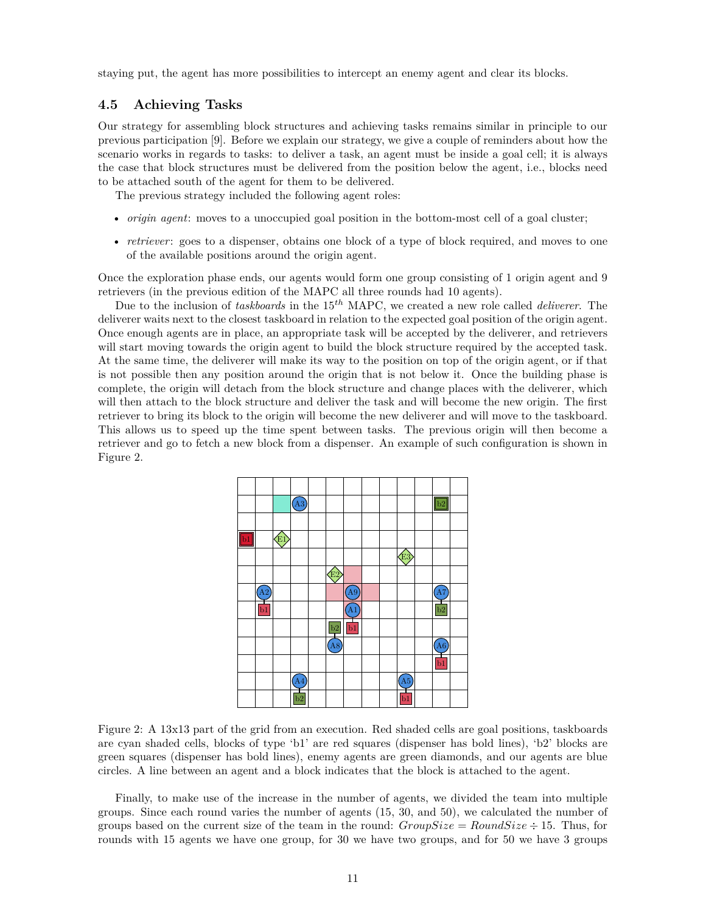staying put, the agent has more possibilities to intercept an enemy agent and clear its blocks.

### 4.5 Achieving Tasks

Our strategy for assembling block structures and achieving tasks remains similar in principle to our previous participation [9]. Before we explain our strategy, we give a couple of reminders about how the scenario works in regards to tasks: to deliver a task, an agent must be inside a goal cell; it is always the case that block structures must be delivered from the position below the agent, i.e., blocks need to be attached south of the agent for them to be delivered.

The previous strategy included the following agent roles:

- *origin agent*: moves to a unoccupied goal position in the bottom-most cell of a goal cluster;
- *retriever*: goes to a dispenser, obtains one block of a type of block required, and moves to one of the available positions around the origin agent.

Once the exploration phase ends, our agents would form one group consisting of 1 origin agent and 9 retrievers (in the previous edition of the MAPC all three rounds had 10 agents).

Due to the inclusion of *taskboards* in the 15$^{th}$ MAPC, we created a new role called *deliverer*. The deliverer waits next to the closest taskboard in relation to the expected goal position of the origin agent. Once enough agents are in place, an appropriate task will be accepted by the deliverer, and retrievers will start moving towards the origin agent to build the block structure required by the accepted task. At the same time, the deliverer will make its way to the position on top of the origin agent, or if that is not possible then any position around the origin that is not below it. Once the building phase is complete, the origin will detach from the block structure and change places with the deliverer, which will then attach to the block structure and deliver the task and will become the new origin. The first retriever to bring its block to the origin will become the new deliverer and will move to the taskboard. This allows us to speed up the time spent between tasks. The previous origin will then become a retriever and go to fetch a new block from a dispenser. An example of such configuration is shown in Figure 2.

Figure 2: A 13x13 part of the grid from an execution. Red shaded cells are goal positions, taskboards are cyan shaded cells, blocks of type 'b1' are red squares (dispenser has bold lines), 'b2' blocks are green squares (dispenser has bold lines), enemy agents are green diamonds, and our agents are blue circles. A line between an agent and a block indicates that the block is attached to the agent.

Finally, to make use of the increase in the number of agents, we divided the team into multiple groups. Since each round varies the number of agents (15, 30, and 50), we calculated the number of groups based on the current size of the team in the round: $GroupSize = RoundSize \div 15$. Thus, for rounds with 15 agents we have one group, for 30 we have two groups, and for 50 we have 3 groups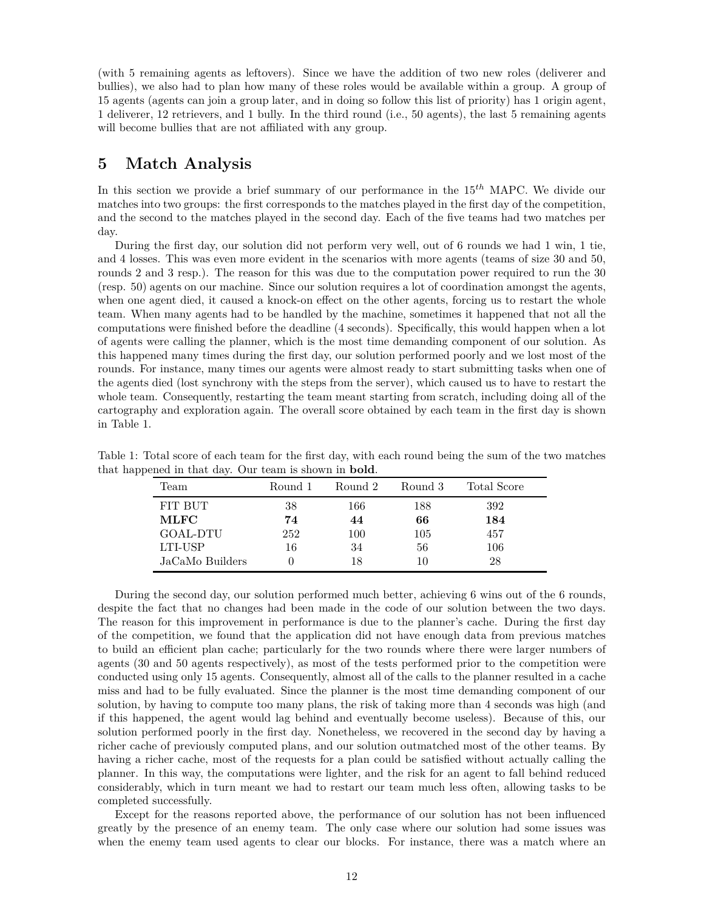(with 5 remaining agents as leftovers). Since we have the addition of two new roles (deliverer and bullies), we also had to plan how many of these roles would be available within a group. A group of 15 agents (agents can join a group later, and in doing so follow this list of priority) has 1 origin agent, 1 deliverer, 12 retrievers, and 1 bully. In the third round (i.e., 50 agents), the last 5 remaining agents will become bullies that are not affiliated with any group.

## 5 Match Analysis

In this section we provide a brief summary of our performance in the 15$^{th}$ MAPC. We divide our matches into two groups: the first corresponds to the matches played in the first day of the competition, and the second to the matches played in the second day. Each of the five teams had two matches per day.

During the first day, our solution did not perform very well, out of 6 rounds we had 1 win, 1 tie, and 4 losses. This was even more evident in the scenarios with more agents (teams of size 30 and 50, rounds 2 and 3 resp.). The reason for this was due to the computation power required to run the 30 (resp. 50) agents on our machine. Since our solution requires a lot of coordination amongst the agents, when one agent died, it caused a knock-on effect on the other agents, forcing us to restart the whole team. When many agents had to be handled by the machine, sometimes it happened that not all the computations were finished before the deadline (4 seconds). Specifically, this would happen when a lot of agents were calling the planner, which is the most time demanding component of our solution. As this happened many times during the first day, our solution performed poorly and we lost most of the rounds. For instance, many times our agents were almost ready to start submitting tasks when one of the agents died (lost synchrony with the steps from the server), which caused us to have to restart the whole team. Consequently, restarting the team meant starting from scratch, including doing all of the cartography and exploration again. The overall score obtained by each team in the first day is shown in Table 1.

Table 1: Total score of each team for the first day, with each round being the sum of the two matches that happened in that day. Our team is shown in **bold**.

| Team | Round 1 | Round 2 | Round 3 | Total Score |
|---|---|---|---|---|
| FIT BUT | 38 | 166 | 188 | 392 |
| **MLFC** | **74** | **44** | **66** | **184** |
| GOAL-DTU | 252 | 100 | 105 | 457 |
| LTI-USP | 16 | 34 | 56 | 106 |
| JaCaMo Builders | 0 | 18 | 10 | 28 |

During the second day, our solution performed much better, achieving 6 wins out of the 6 rounds, despite the fact that no changes had been made in the code of our solution between the two days. The reason for this improvement in performance is due to the planner's cache. During the first day of the competition, we found that the application did not have enough data from previous matches to build an efficient plan cache; particularly for the two rounds where there were larger numbers of agents (30 and 50 agents respectively), as most of the tests performed prior to the competition were conducted using only 15 agents. Consequently, almost all of the calls to the planner resulted in a cache miss and had to be fully evaluated. Since the planner is the most time demanding component of our solution, by having to compute too many plans, the risk of taking more than 4 seconds was high (and if this happened, the agent would lag behind and eventually become useless). Because of this, our solution performed poorly in the first day. Nonetheless, we recovered in the second day by having a richer cache of previously computed plans, and our solution outmatched most of the other teams. By having a richer cache, most of the requests for a plan could be satisfied without actually calling the planner. In this way, the computations were lighter, and the risk for an agent to fall behind reduced considerably, which in turn meant we had to restart our team much less often, allowing tasks to be completed successfully.

Except for the reasons reported above, the performance of our solution has not been influenced greatly by the presence of an enemy team. The only case where our solution had some issues was when the enemy team used agents to clear our blocks. For instance, there was a match where an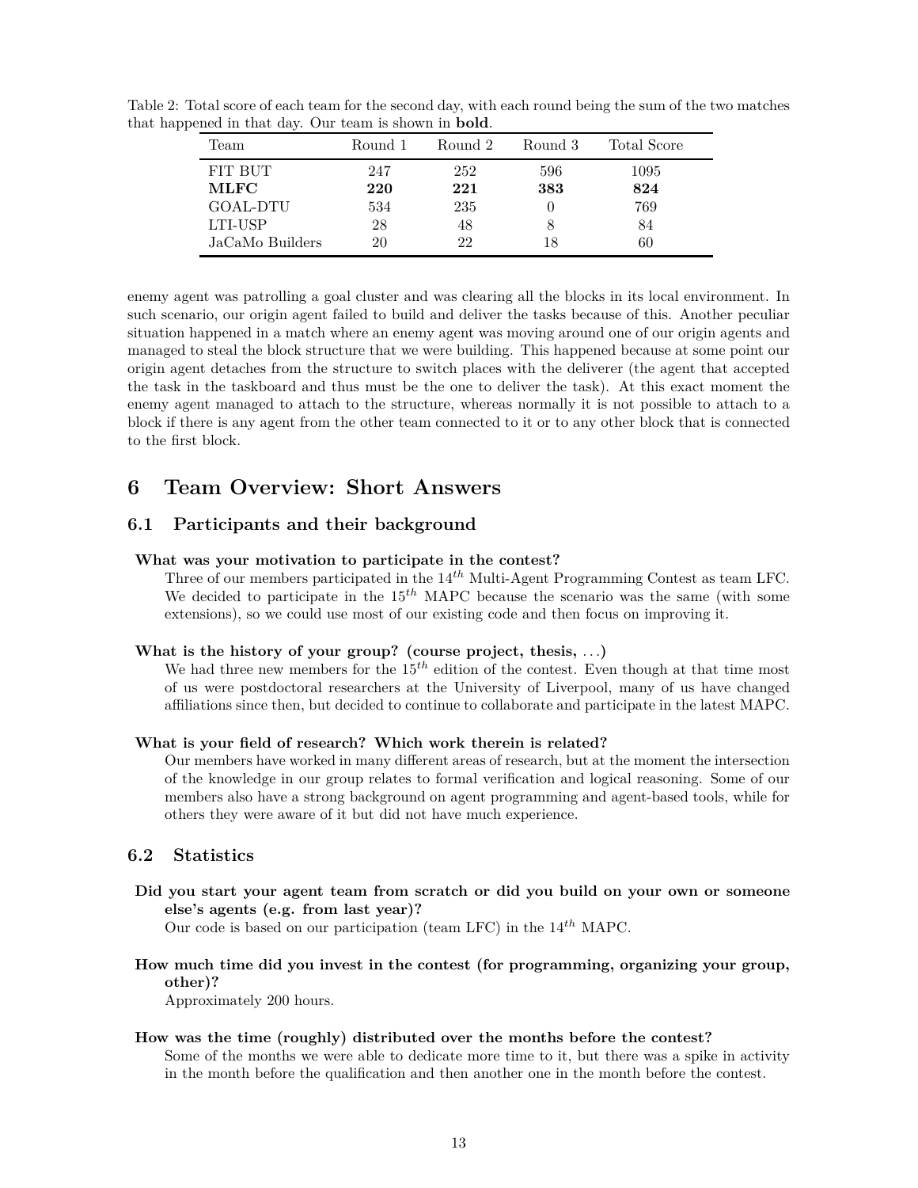Table 2: Total score of each team for the second day, with each round being the sum of the two matches that happened in that day. Our team is shown in **bold**.

| Team | Round 1 | Round 2 | Round 3 | Total Score |
|---|---|---|---|---|
| FIT BUT | 247 | 252 | 596 | 1095 |
| **MLFC** | **220** | **221** | **383** | **824** |
| GOAL-DTU | 534 | 235 | 0 | 769 |
| LTI-USP | 28 | 48 | 8 | 84 |
| JaCaMo Builders | 20 | 22 | 18 | 60 |

enemy agent was patrolling a goal cluster and was clearing all the blocks in its local environment. In such scenario, our origin agent failed to build and deliver the tasks because of this. Another peculiar situation happened in a match where an enemy agent was moving around one of our origin agents and managed to steal the block structure that we were building. This happened because at some point our origin agent detaches from the structure to switch places with the deliverer (the agent that accepted the task in the taskboard and thus must be the one to deliver the task). At this exact moment the enemy agent managed to attach to the structure, whereas normally it is not possible to attach to a block if there is any agent from the other team connected to it or to any other block that is connected to the first block.

# 6 Team Overview: Short Answers

## 6.1 Participants and their background

**What was your motivation to participate in the contest?**

Three of our members participated in the $14^{th}$ Multi-Agent Programming Contest as team LFC. We decided to participate in the $15^{th}$ MAPC because the scenario was the same (with some extensions), so we could use most of our existing code and then focus on improving it.

**What is the history of your group? (course project, thesis, ...)**

We had three new members for the $15^{th}$ edition of the contest. Even though at that time most of us were postdoctoral researchers at the University of Liverpool, many of us have changed affiliations since then, but decided to continue to collaborate and participate in the latest MAPC.

**What is your field of research? Which work therein is related?**

Our members have worked in many different areas of research, but at the moment the intersection of the knowledge in our group relates to formal verification and logical reasoning. Some of our members also have a strong background on agent programming and agent-based tools, while for others they were aware of it but did not have much experience.

## 6.2 Statistics

**Did you start your agent team from scratch or did you build on your own or someone else's agents (e.g. from last year)?**

Our code is based on our participation (team LFC) in the $14^{th}$ MAPC.

**How much time did you invest in the contest (for programming, organizing your group, other)?**

Approximately 200 hours.

**How was the time (roughly) distributed over the months before the contest?**

Some of the months we were able to dedicate more time to it, but there was a spike in activity in the month before the qualification and then another one in the month before the contest.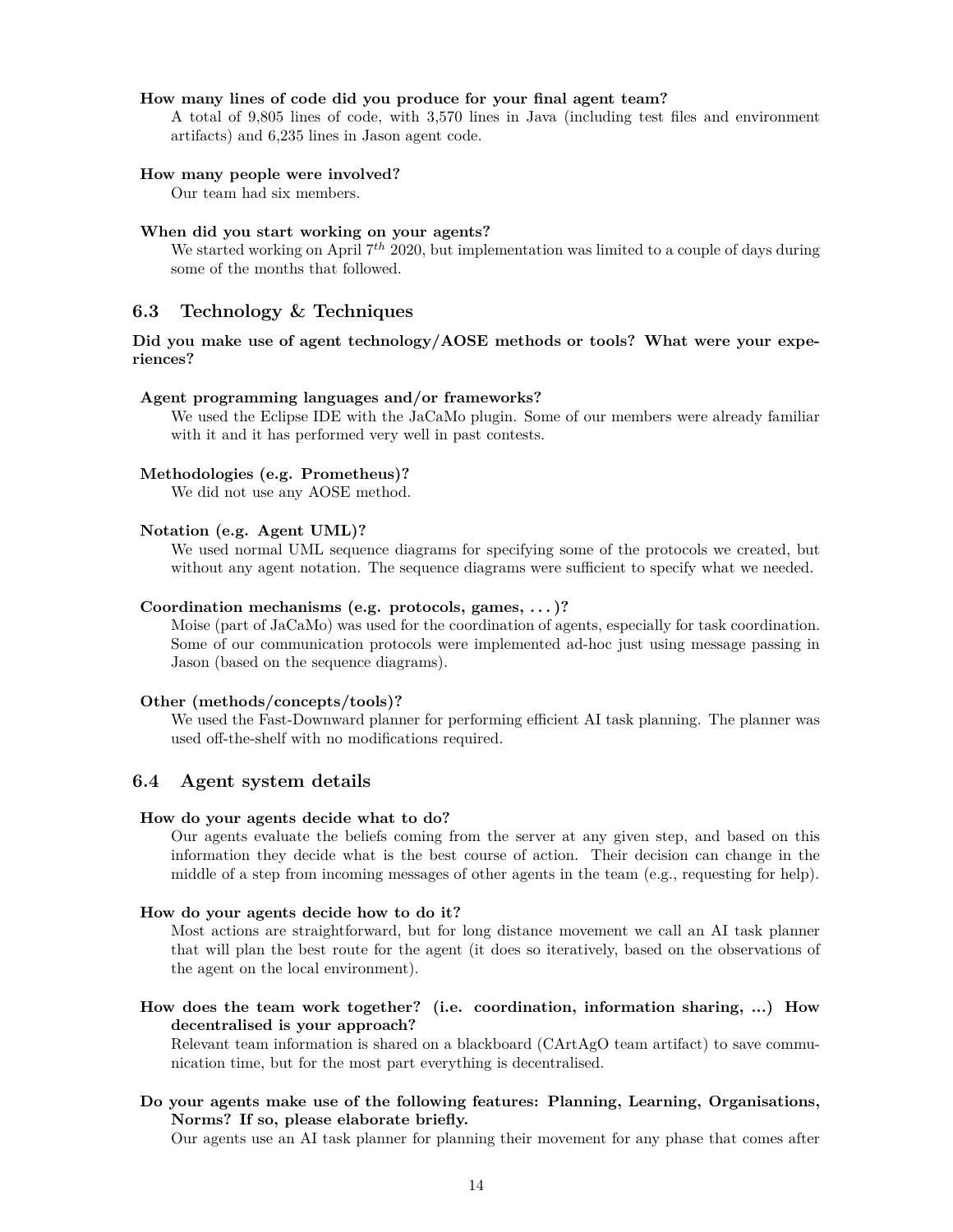**How many lines of code did you produce for your final agent team?**

A total of 9,805 lines of code, with 3,570 lines in Java (including test files and environment artifacts) and 6,235 lines in Jason agent code.

**How many people were involved?**

Our team had six members.

**When did you start working on your agents?**

We started working on April $7^{th}$ 2020, but implementation was limited to a couple of days during some of the months that followed.

## 6.3 Technology & Techniques

**Did you make use of agent technology/AOSE methods or tools? What were your experiences?**

**Agent programming languages and/or frameworks?**

We used the Eclipse IDE with the JaCaMo plugin. Some of our members were already familiar with it and it has performed very well in past contests.

**Methodologies (e.g. Prometheus)?**

We did not use any AOSE method.

**Notation (e.g. Agent UML)?**

We used normal UML sequence diagrams for specifying some of the protocols we created, but without any agent notation. The sequence diagrams were sufficient to specify what we needed.

**Coordination mechanisms (e.g. protocols, games, . . . )?**

Moise (part of JaCaMo) was used for the coordination of agents, especially for task coordination. Some of our communication protocols were implemented ad-hoc just using message passing in Jason (based on the sequence diagrams).

**Other (methods/concepts/tools)?**

We used the Fast-Downward planner for performing efficient AI task planning. The planner was used off-the-shelf with no modifications required.

## 6.4 Agent system details

**How do your agents decide what to do?**

Our agents evaluate the beliefs coming from the server at any given step, and based on this information they decide what is the best course of action. Their decision can change in the middle of a step from incoming messages of other agents in the team (e.g., requesting for help).

**How do your agents decide how to do it?**

Most actions are straightforward, but for long distance movement we call an AI task planner that will plan the best route for the agent (it does so iteratively, based on the observations of the agent on the local environment).

**How does the team work together? (i.e. coordination, information sharing, ...) How decentralised is your approach?**

Relevant team information is shared on a blackboard (CArtAgO team artifact) to save communication time, but for the most part everything is decentralised.

**Do your agents make use of the following features: Planning, Learning, Organisations, Norms? If so, please elaborate briefly.**

Our agents use an AI task planner for planning their movement for any phase that comes after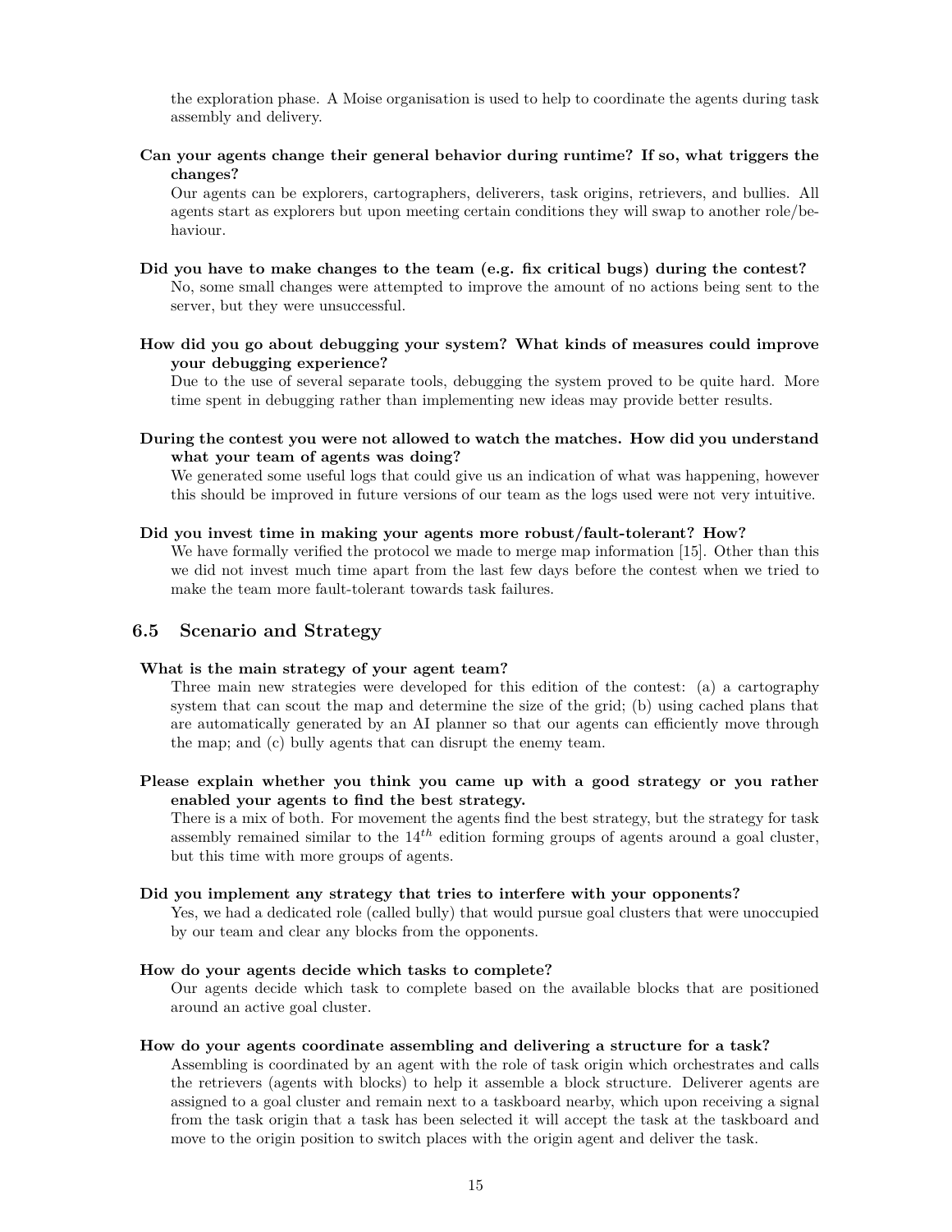the exploration phase. A Moise organisation is used to help to coordinate the agents during task assembly and delivery.

**Can your agents change their general behavior during runtime? If so, what triggers the changes?**

Our agents can be explorers, cartographers, deliverers, task origins, retrievers, and bullies. All agents start as explorers but upon meeting certain conditions they will swap to another role/behaviour.

**Did you have to make changes to the team (e.g. fix critical bugs) during the contest?**

No, some small changes were attempted to improve the amount of no actions being sent to the server, but they were unsuccessful.

**How did you go about debugging your system? What kinds of measures could improve your debugging experience?**

Due to the use of several separate tools, debugging the system proved to be quite hard. More time spent in debugging rather than implementing new ideas may provide better results.

**During the contest you were not allowed to watch the matches. How did you understand what your team of agents was doing?**

We generated some useful logs that could give us an indication of what was happening, however this should be improved in future versions of our team as the logs used were not very intuitive.

**Did you invest time in making your agents more robust/fault-tolerant? How?**

We have formally verified the protocol we made to merge map information [15]. Other than this we did not invest much time apart from the last few days before the contest when we tried to make the team more fault-tolerant towards task failures.

### 6.5 Scenario and Strategy

**What is the main strategy of your agent team?**

Three main new strategies were developed for this edition of the contest: (a) a cartography system that can scout the map and determine the size of the grid; (b) using cached plans that are automatically generated by an AI planner so that our agents can efficiently move through the map; and (c) bully agents that can disrupt the enemy team.

**Please explain whether you think you came up with a good strategy or you rather enabled your agents to find the best strategy.**

There is a mix of both. For movement the agents find the best strategy, but the strategy for task assembly remained similar to the $14^{th}$ edition forming groups of agents around a goal cluster, but this time with more groups of agents.

**Did you implement any strategy that tries to interfere with your opponents?**

Yes, we had a dedicated role (called bully) that would pursue goal clusters that were unoccupied by our team and clear any blocks from the opponents.

**How do your agents decide which tasks to complete?**

Our agents decide which task to complete based on the available blocks that are positioned around an active goal cluster.

**How do your agents coordinate assembling and delivering a structure for a task?**

Assembling is coordinated by an agent with the role of task origin which orchestrates and calls the retrievers (agents with blocks) to help it assemble a block structure. Deliverer agents are assigned to a goal cluster and remain next to a taskboard nearby, which upon receiving a signal from the task origin that a task has been selected it will accept the task at the taskboard and move to the origin position to switch places with the origin agent and deliver the task.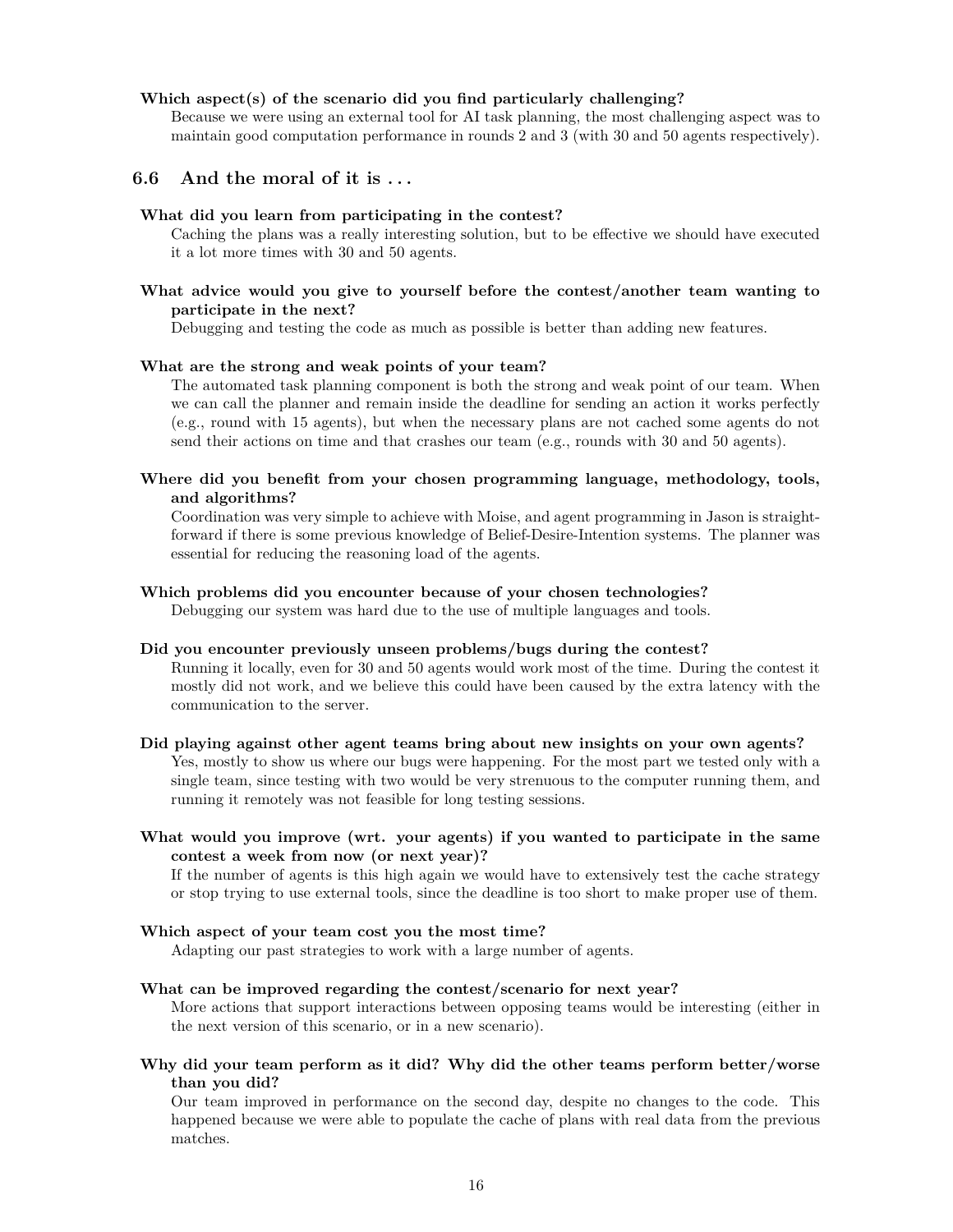**Which aspect(s) of the scenario did you find particularly challenging?**
Because we were using an external tool for AI task planning, the most challenging aspect was to maintain good computation performance in rounds 2 and 3 (with 30 and 50 agents respectively).

## 6.6 And the moral of it is . . .

**What did you learn from participating in the contest?**
Caching the plans was a really interesting solution, but to be effective we should have executed it a lot more times with 30 and 50 agents.

**What advice would you give to yourself before the contest/another team wanting to participate in the next?**
Debugging and testing the code as much as possible is better than adding new features.

**What are the strong and weak points of your team?**
The automated task planning component is both the strong and weak point of our team. When we can call the planner and remain inside the deadline for sending an action it works perfectly (e.g., round with 15 agents), but when the necessary plans are not cached some agents do not send their actions on time and that crashes our team (e.g., rounds with 30 and 50 agents).

**Where did you benefit from your chosen programming language, methodology, tools, and algorithms?**
Coordination was very simple to achieve with Moise, and agent programming in Jason is straightforward if there is some previous knowledge of Belief-Desire-Intention systems. The planner was essential for reducing the reasoning load of the agents.

**Which problems did you encounter because of your chosen technologies?**
Debugging our system was hard due to the use of multiple languages and tools.

**Did you encounter previously unseen problems/bugs during the contest?**
Running it locally, even for 30 and 50 agents would work most of the time. During the contest it mostly did not work, and we believe this could have been caused by the extra latency with the communication to the server.

**Did playing against other agent teams bring about new insights on your own agents?**
Yes, mostly to show us where our bugs were happening. For the most part we tested only with a single team, since testing with two would be very strenuous to the computer running them, and running it remotely was not feasible for long testing sessions.

**What would you improve (wrt. your agents) if you wanted to participate in the same contest a week from now (or next year)?**
If the number of agents is this high again we would have to extensively test the cache strategy or stop trying to use external tools, since the deadline is too short to make proper use of them.

**Which aspect of your team cost you the most time?**
Adapting our past strategies to work with a large number of agents.

**What can be improved regarding the contest/scenario for next year?**
More actions that support interactions between opposing teams would be interesting (either in the next version of this scenario, or in a new scenario).

**Why did your team perform as it did? Why did the other teams perform better/worse than you did?**
Our team improved in performance on the second day, despite no changes to the code. This happened because we were able to populate the cache of plans with real data from the previous matches.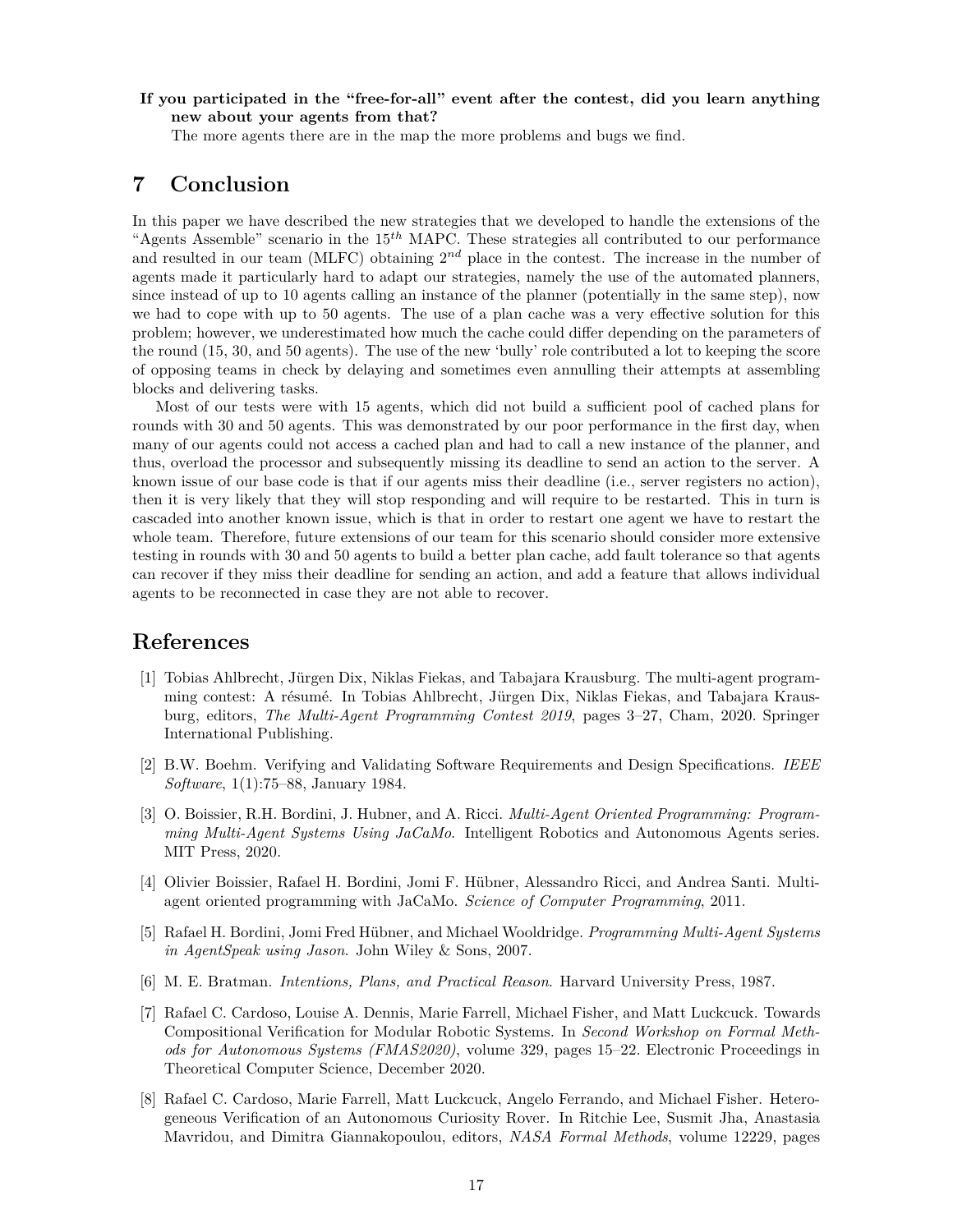**If you participated in the "free-for-all" event after the contest, did you learn anything new about your agents from that?**

The more agents there are in the map the more problems and bugs we find.

## 7 Conclusion

In this paper we have described the new strategies that we developed to handle the extensions of the "Agents Assemble" scenario in the $15^{th}$ MAPC. These strategies all contributed to our performance and resulted in our team (MLFC) obtaining $2^{nd}$ place in the contest. The increase in the number of agents made it particularly hard to adapt our strategies, namely the use of the automated planners, since instead of up to 10 agents calling an instance of the planner (potentially in the same step), now we had to cope with up to 50 agents. The use of a plan cache was a very effective solution for this problem; however, we underestimated how much the cache could differ depending on the parameters of the round (15, 30, and 50 agents). The use of the new 'bully' role contributed a lot to keeping the score of opposing teams in check by delaying and sometimes even annulling their attempts at assembling blocks and delivering tasks.

Most of our tests were with 15 agents, which did not build a sufficient pool of cached plans for rounds with 30 and 50 agents. This was demonstrated by our poor performance in the first day, when many of our agents could not access a cached plan and had to call a new instance of the planner, and thus, overload the processor and subsequently missing its deadline to send an action to the server. A known issue of our base code is that if our agents miss their deadline (i.e., server registers no action), then it is very likely that they will stop responding and will require to be restarted. This in turn is cascaded into another known issue, which is that in order to restart one agent we have to restart the whole team. Therefore, future extensions of our team for this scenario should consider more extensive testing in rounds with 30 and 50 agents to build a better plan cache, add fault tolerance so that agents can recover if they miss their deadline for sending an action, and add a feature that allows individual agents to be reconnected in case they are not able to recover.

## References

[1] Tobias Ahlbrecht, Jürgen Dix, Niklas Fiekas, and Tabajara Krausburg. The multi-agent programming contest: A résumé. In Tobias Ahlbrecht, Jürgen Dix, Niklas Fiekas, and Tabajara Krausburg, editors, *The Multi-Agent Programming Contest 2019*, pages 3–27, Cham, 2020. Springer International Publishing.

[2] B.W. Boehm. Verifying and Validating Software Requirements and Design Specifications. *IEEE Software*, 1(1):75–88, January 1984.

[3] O. Boissier, R.H. Bordini, J. Hubner, and A. Ricci. *Multi-Agent Oriented Programming: Programming Multi-Agent Systems Using JaCaMo*. Intelligent Robotics and Autonomous Agents series. MIT Press, 2020.

[4] Olivier Boissier, Rafael H. Bordini, Jomi F. Hübner, Alessandro Ricci, and Andrea Santi. Multi-agent oriented programming with JaCaMo. *Science of Computer Programming*, 2011.

[5] Rafael H. Bordini, Jomi Fred Hübner, and Michael Wooldridge. *Programming Multi-Agent Systems in AgentSpeak using Jason*. John Wiley & Sons, 2007.

[6] M. E. Bratman. *Intentions, Plans, and Practical Reason*. Harvard University Press, 1987.

[7] Rafael C. Cardoso, Louise A. Dennis, Marie Farrell, Michael Fisher, and Matt Luckcuck. Towards Compositional Verification for Modular Robotic Systems. In *Second Workshop on Formal Methods for Autonomous Systems (FMAS2020)*, volume 329, pages 15–22. Electronic Proceedings in Theoretical Computer Science, December 2020.

[8] Rafael C. Cardoso, Marie Farrell, Matt Luckcuck, Angelo Ferrando, and Michael Fisher. Heterogeneous Verification of an Autonomous Curiosity Rover. In Ritchie Lee, Susmit Jha, Anastasia Mavridou, and Dimitra Giannakopoulou, editors, *NASA Formal Methods*, volume 12229, pages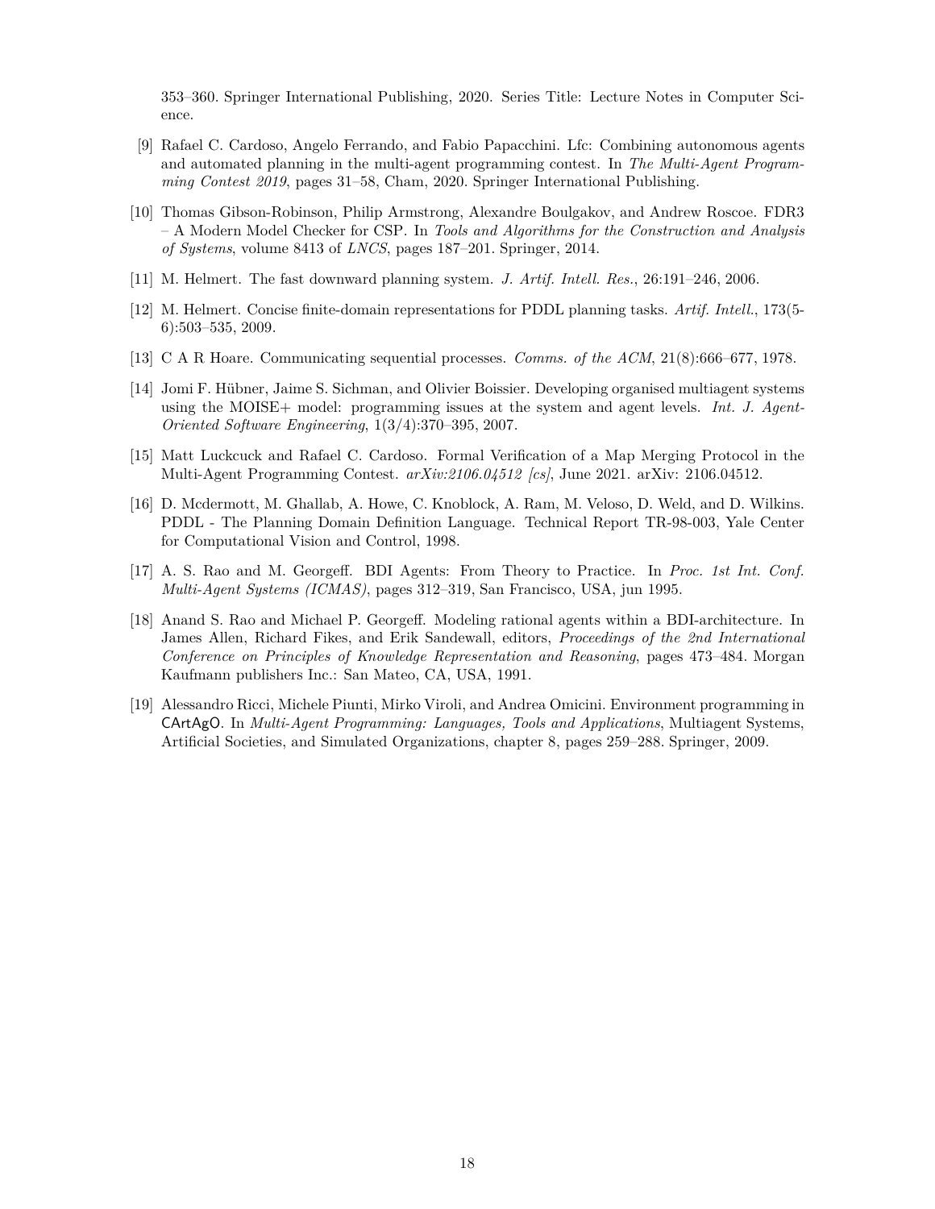353–360. Springer International Publishing, 2020. Series Title: Lecture Notes in Computer Science.

[9] Rafael C. Cardoso, Angelo Ferrando, and Fabio Papacchini. Lfc: Combining autonomous agents and automated planning in the multi-agent programming contest. In *The Multi-Agent Programming Contest 2019*, pages 31–58, Cham, 2020. Springer International Publishing.

[10] Thomas Gibson-Robinson, Philip Armstrong, Alexandre Boulgakov, and Andrew Roscoe. FDR3 – A Modern Model Checker for CSP. In *Tools and Algorithms for the Construction and Analysis of Systems*, volume 8413 of *LNCS*, pages 187–201. Springer, 2014.

[11] M. Helmert. The fast downward planning system. *J. Artif. Intell. Res.*, 26:191–246, 2006.

[12] M. Helmert. Concise finite-domain representations for PDDL planning tasks. *Artif. Intell.*, 173(5-6):503–535, 2009.

[13] C A R Hoare. Communicating sequential processes. *Comms. of the ACM*, 21(8):666–677, 1978.

[14] Jomi F. Hübner, Jaime S. Sichman, and Olivier Boissier. Developing organised multiagent systems using the MOISE+ model: programming issues at the system and agent levels. *Int. J. Agent-Oriented Software Engineering*, 1(3/4):370–395, 2007.

[15] Matt Luckcuck and Rafael C. Cardoso. Formal Verification of a Map Merging Protocol in the Multi-Agent Programming Contest. *arXiv:2106.04512 [cs]*, June 2021. arXiv: 2106.04512.

[16] D. Mcdermott, M. Ghallab, A. Howe, C. Knoblock, A. Ram, M. Veloso, D. Weld, and D. Wilkins. PDDL - The Planning Domain Definition Language. Technical Report TR-98-003, Yale Center for Computational Vision and Control, 1998.

[17] A. S. Rao and M. Georgeff. BDI Agents: From Theory to Practice. In *Proc. 1st Int. Conf. Multi-Agent Systems (ICMAS)*, pages 312–319, San Francisco, USA, jun 1995.

[18] Anand S. Rao and Michael P. Georgeff. Modeling rational agents within a BDI-architecture. In James Allen, Richard Fikes, and Erik Sandewall, editors, *Proceedings of the 2nd International Conference on Principles of Knowledge Representation and Reasoning*, pages 473–484. Morgan Kaufmann publishers Inc.: San Mateo, CA, USA, 1991.

[19] Alessandro Ricci, Michele Piunti, Mirko Viroli, and Andrea Omicini. Environment programming in CArtAgO. In *Multi-Agent Programming: Languages, Tools and Applications*, Multiagent Systems, Artificial Societies, and Simulated Organizations, chapter 8, pages 259–288. Springer, 2009.